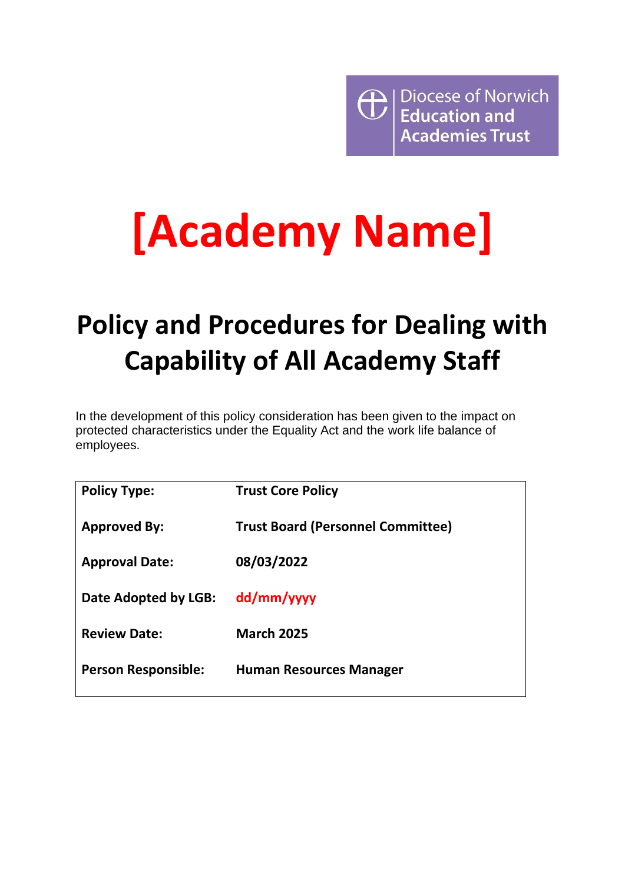Diocese of Norwich Education and Academies Trust

# [Academy Name]

## Policy and Procedures for Dealing with Capability of All Academy Staff

In the development of this policy consideration has been given to the impact on protected characteristics under the Equality Act and the work life balance of employees.

| | |
|---|---|
| **Policy Type:** | **Trust Core Policy** |
| **Approved By:** | **Trust Board (Personnel Committee)** |
| **Approval Date:** | **08/03/2022** |
| **Date Adopted by LGB:** | **dd/mm/yyyy** |
| **Review Date:** | **March 2025** |
| **Person Responsible:** | **Human Resources Manager** |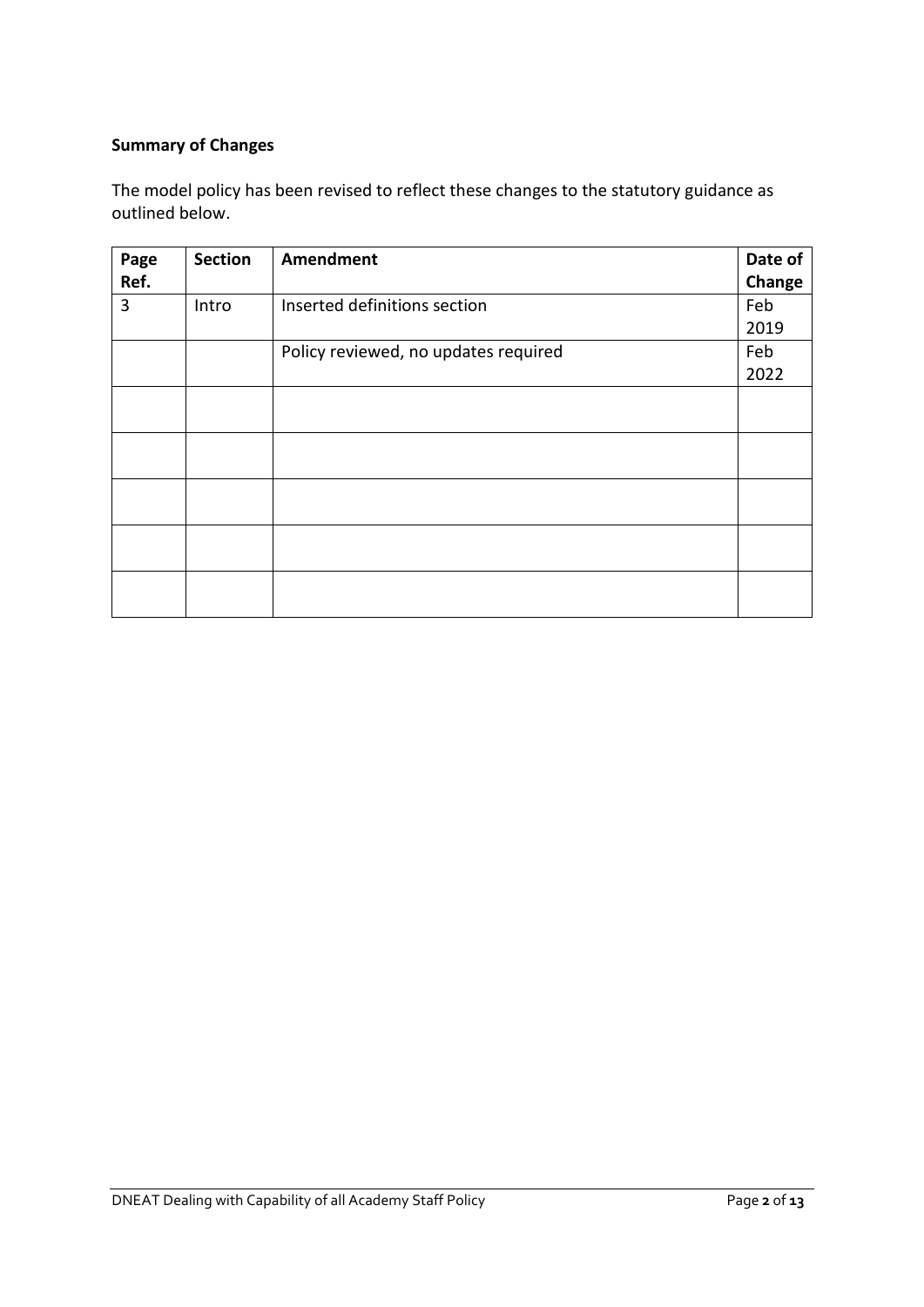**Summary of Changes**

The model policy has been revised to reflect these changes to the statutory guidance as outlined below.

| Page Ref. | Section | Amendment | Date of Change |
|---|---|---|---|
| 3 | Intro | Inserted definitions section | Feb 2019 |
| | | Policy reviewed, no updates required | Feb 2022 |
| | | | |
| | | | |
| | | | |
| | | | |
| | | | |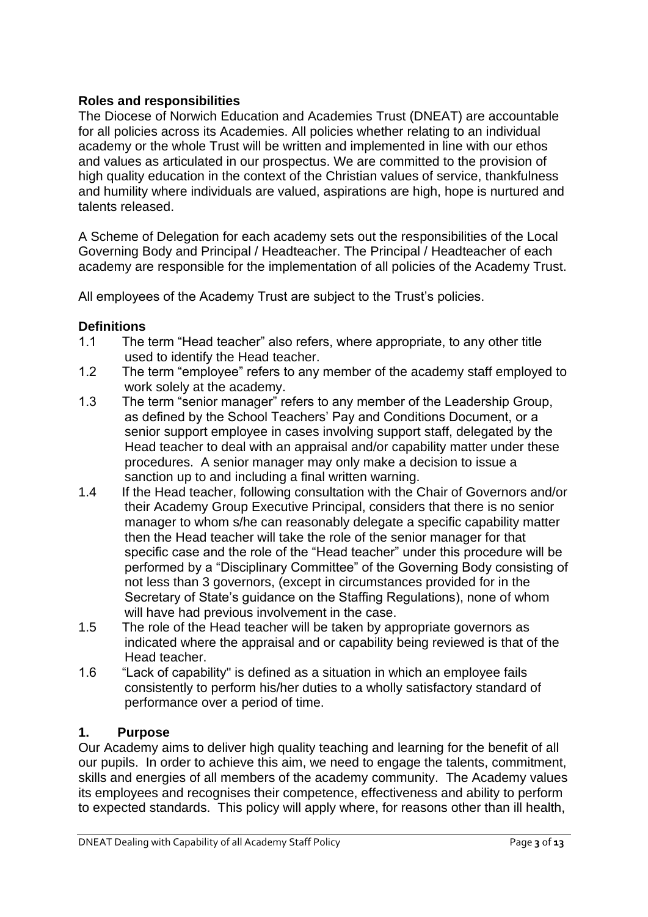**Roles and responsibilities**

The Diocese of Norwich Education and Academies Trust (DNEAT) are accountable for all policies across its Academies. All policies whether relating to an individual academy or the whole Trust will be written and implemented in line with our ethos and values as articulated in our prospectus. We are committed to the provision of high quality education in the context of the Christian values of service, thankfulness and humility where individuals are valued, aspirations are high, hope is nurtured and talents released.

A Scheme of Delegation for each academy sets out the responsibilities of the Local Governing Body and Principal / Headteacher. The Principal / Headteacher of each academy are responsible for the implementation of all policies of the Academy Trust.

All employees of the Academy Trust are subject to the Trust's policies.

**Definitions**

1.1 The term "Head teacher" also refers, where appropriate, to any other title used to identify the Head teacher.

1.2 The term "employee" refers to any member of the academy staff employed to work solely at the academy.

1.3 The term "senior manager" refers to any member of the Leadership Group, as defined by the School Teachers' Pay and Conditions Document, or a senior support employee in cases involving support staff, delegated by the Head teacher to deal with an appraisal and/or capability matter under these procedures. A senior manager may only make a decision to issue a sanction up to and including a final written warning.

1.4 If the Head teacher, following consultation with the Chair of Governors and/or their Academy Group Executive Principal, considers that there is no senior manager to whom s/he can reasonably delegate a specific capability matter then the Head teacher will take the role of the senior manager for that specific case and the role of the "Head teacher" under this procedure will be performed by a "Disciplinary Committee" of the Governing Body consisting of not less than 3 governors, (except in circumstances provided for in the Secretary of State's guidance on the Staffing Regulations), none of whom will have had previous involvement in the case.

1.5 The role of the Head teacher will be taken by appropriate governors as indicated where the appraisal and or capability being reviewed is that of the Head teacher.

1.6 "Lack of capability" is defined as a situation in which an employee fails consistently to perform his/her duties to a wholly satisfactory standard of performance over a period of time.

## 1. Purpose

Our Academy aims to deliver high quality teaching and learning for the benefit of all our pupils. In order to achieve this aim, we need to engage the talents, commitment, skills and energies of all members of the academy community. The Academy values its employees and recognises their competence, effectiveness and ability to perform to expected standards. This policy will apply where, for reasons other than ill health,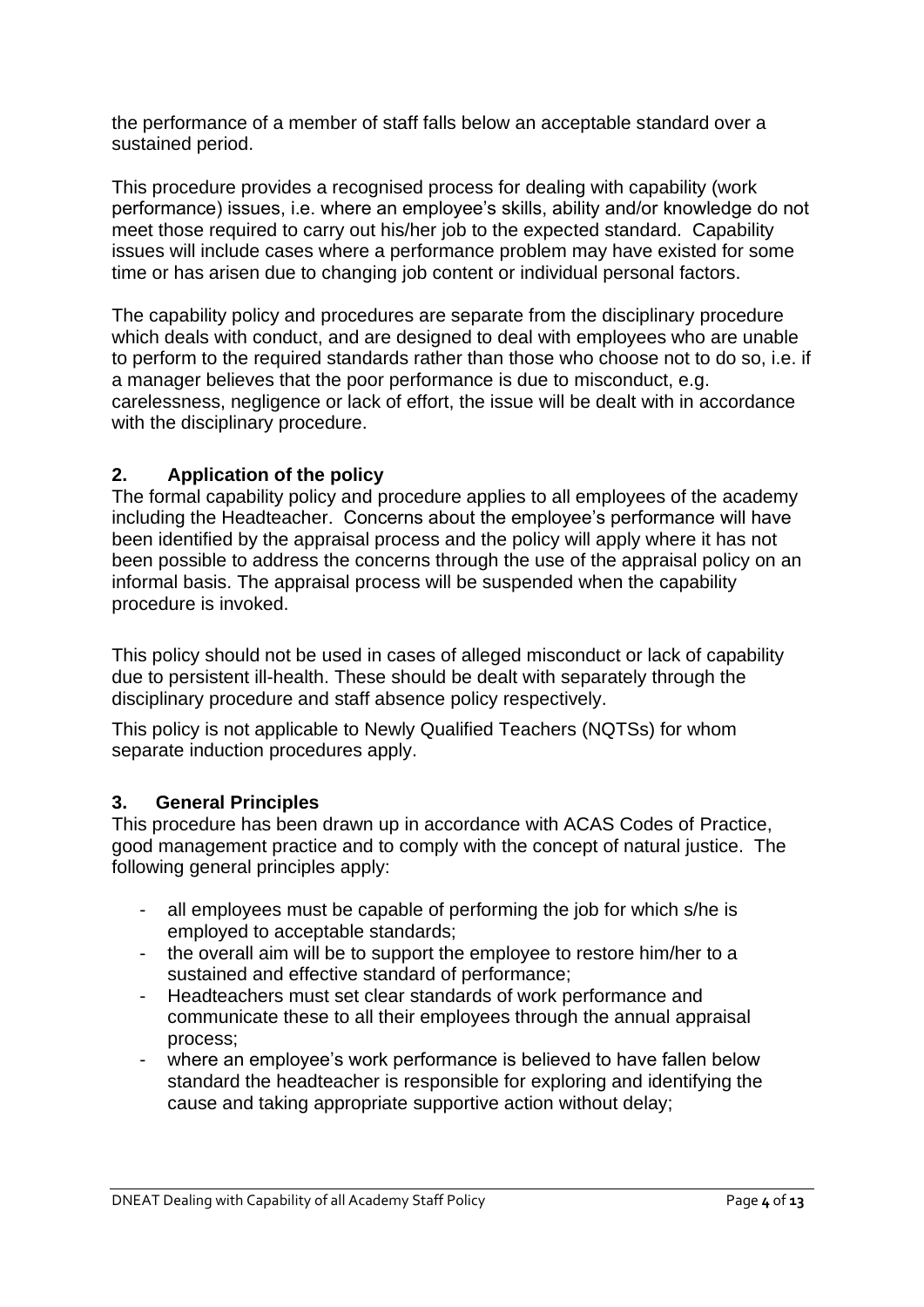the performance of a member of staff falls below an acceptable standard over a sustained period.

This procedure provides a recognised process for dealing with capability (work performance) issues, i.e. where an employee's skills, ability and/or knowledge do not meet those required to carry out his/her job to the expected standard. Capability issues will include cases where a performance problem may have existed for some time or has arisen due to changing job content or individual personal factors.

The capability policy and procedures are separate from the disciplinary procedure which deals with conduct, and are designed to deal with employees who are unable to perform to the required standards rather than those who choose not to do so, i.e. if a manager believes that the poor performance is due to misconduct, e.g. carelessness, negligence or lack of effort, the issue will be dealt with in accordance with the disciplinary procedure.

## 2. Application of the policy

The formal capability policy and procedure applies to all employees of the academy including the Headteacher. Concerns about the employee's performance will have been identified by the appraisal process and the policy will apply where it has not been possible to address the concerns through the use of the appraisal policy on an informal basis. The appraisal process will be suspended when the capability procedure is invoked.

This policy should not be used in cases of alleged misconduct or lack of capability due to persistent ill-health. These should be dealt with separately through the disciplinary procedure and staff absence policy respectively.

This policy is not applicable to Newly Qualified Teachers (NQTSs) for whom separate induction procedures apply.

## 3. General Principles

This procedure has been drawn up in accordance with ACAS Codes of Practice, good management practice and to comply with the concept of natural justice. The following general principles apply:

- all employees must be capable of performing the job for which s/he is employed to acceptable standards;
- the overall aim will be to support the employee to restore him/her to a sustained and effective standard of performance;
- Headteachers must set clear standards of work performance and communicate these to all their employees through the annual appraisal process;
- where an employee's work performance is believed to have fallen below standard the headteacher is responsible for exploring and identifying the cause and taking appropriate supportive action without delay;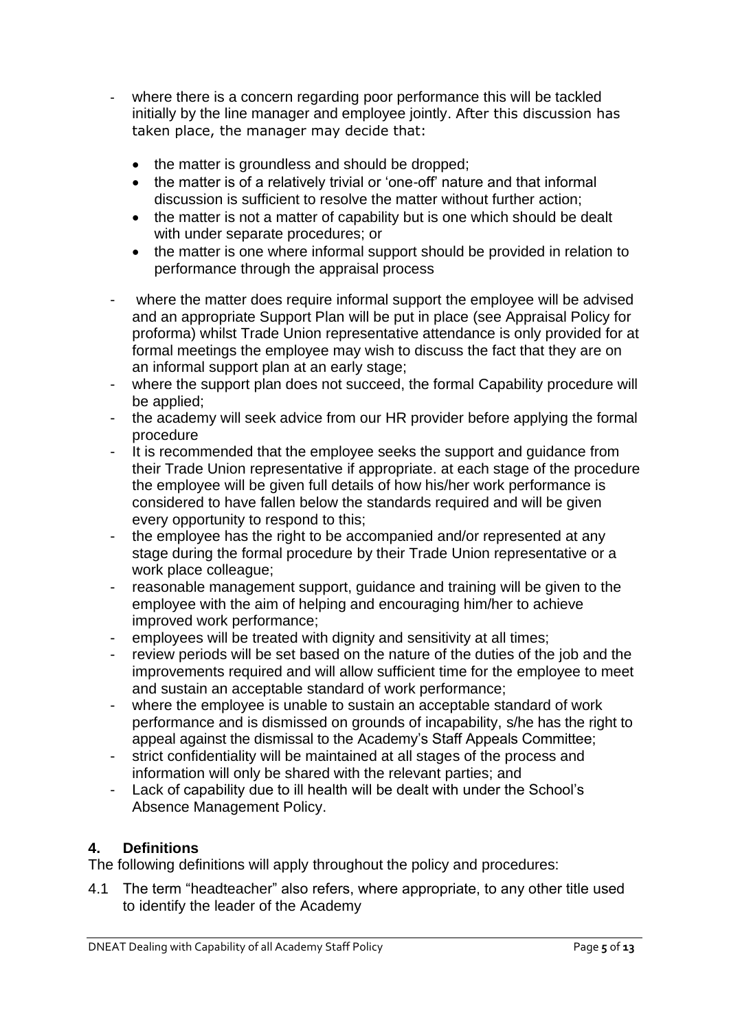- where there is a concern regarding poor performance this will be tackled initially by the line manager and employee jointly. After this discussion has taken place, the manager may decide that:

  - the matter is groundless and should be dropped;
  - the matter is of a relatively trivial or 'one-off' nature and that informal discussion is sufficient to resolve the matter without further action;
  - the matter is not a matter of capability but is one which should be dealt with under separate procedures; or
  - the matter is one where informal support should be provided in relation to performance through the appraisal process

- where the matter does require informal support the employee will be advised and an appropriate Support Plan will be put in place (see Appraisal Policy for proforma) whilst Trade Union representative attendance is only provided for at formal meetings the employee may wish to discuss the fact that they are on an informal support plan at an early stage;
- where the support plan does not succeed, the formal Capability procedure will be applied;
- the academy will seek advice from our HR provider before applying the formal procedure
- It is recommended that the employee seeks the support and guidance from their Trade Union representative if appropriate. at each stage of the procedure the employee will be given full details of how his/her work performance is considered to have fallen below the standards required and will be given every opportunity to respond to this;
- the employee has the right to be accompanied and/or represented at any stage during the formal procedure by their Trade Union representative or a work place colleague;
- reasonable management support, guidance and training will be given to the employee with the aim of helping and encouraging him/her to achieve improved work performance;
- employees will be treated with dignity and sensitivity at all times;
- review periods will be set based on the nature of the duties of the job and the improvements required and will allow sufficient time for the employee to meet and sustain an acceptable standard of work performance;
- where the employee is unable to sustain an acceptable standard of work performance and is dismissed on grounds of incapability, s/he has the right to appeal against the dismissal to the Academy's Staff Appeals Committee;
- strict confidentiality will be maintained at all stages of the process and information will only be shared with the relevant parties; and
- Lack of capability due to ill health will be dealt with under the School's Absence Management Policy.

## 4. Definitions

The following definitions will apply throughout the policy and procedures:

4.1 The term "headteacher" also refers, where appropriate, to any other title used to identify the leader of the Academy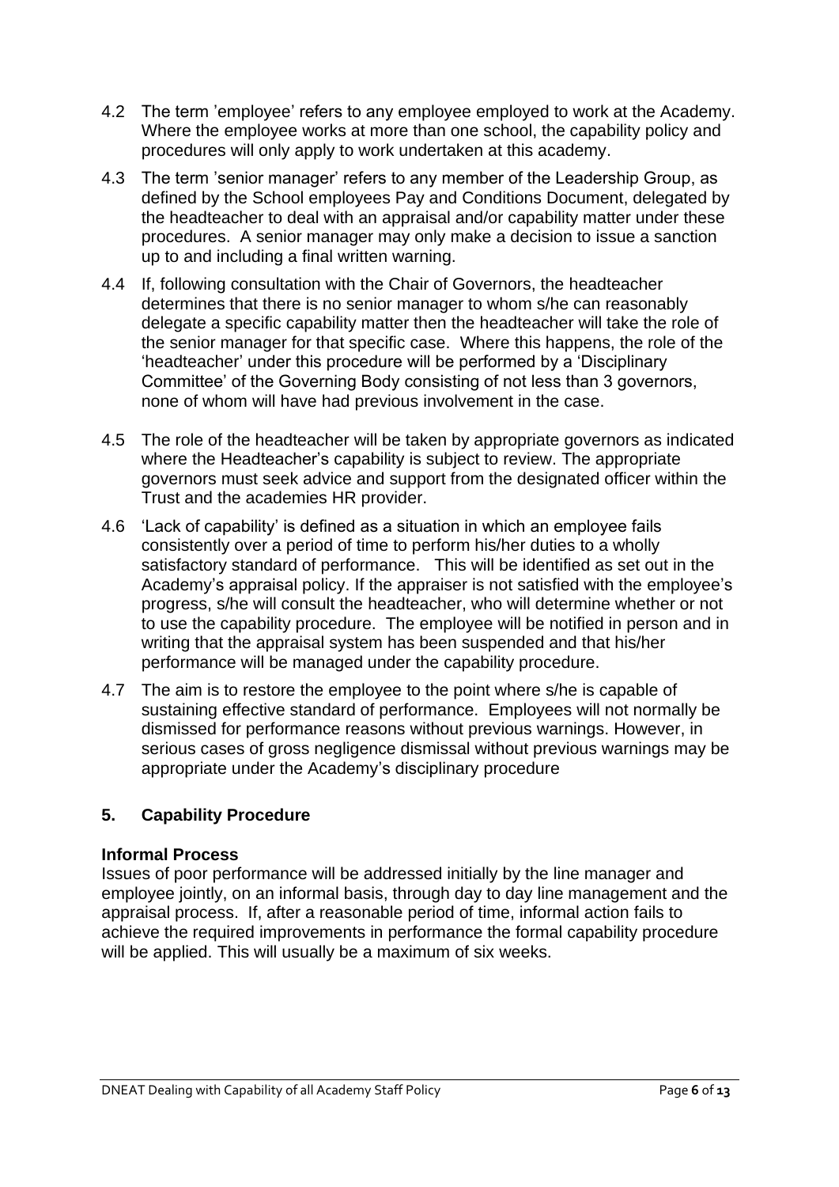4.2 The term 'employee' refers to any employee employed to work at the Academy. Where the employee works at more than one school, the capability policy and procedures will only apply to work undertaken at this academy.

4.3 The term 'senior manager' refers to any member of the Leadership Group, as defined by the School employees Pay and Conditions Document, delegated by the headteacher to deal with an appraisal and/or capability matter under these procedures. A senior manager may only make a decision to issue a sanction up to and including a final written warning.

4.4 If, following consultation with the Chair of Governors, the headteacher determines that there is no senior manager to whom s/he can reasonably delegate a specific capability matter then the headteacher will take the role of the senior manager for that specific case. Where this happens, the role of the 'headteacher' under this procedure will be performed by a 'Disciplinary Committee' of the Governing Body consisting of not less than 3 governors, none of whom will have had previous involvement in the case.

4.5 The role of the headteacher will be taken by appropriate governors as indicated where the Headteacher's capability is subject to review. The appropriate governors must seek advice and support from the designated officer within the Trust and the academies HR provider.

4.6 'Lack of capability' is defined as a situation in which an employee fails consistently over a period of time to perform his/her duties to a wholly satisfactory standard of performance. This will be identified as set out in the Academy's appraisal policy. If the appraiser is not satisfied with the employee's progress, s/he will consult the headteacher, who will determine whether or not to use the capability procedure. The employee will be notified in person and in writing that the appraisal system has been suspended and that his/her performance will be managed under the capability procedure.

4.7 The aim is to restore the employee to the point where s/he is capable of sustaining effective standard of performance. Employees will not normally be dismissed for performance reasons without previous warnings. However, in serious cases of gross negligence dismissal without previous warnings may be appropriate under the Academy's disciplinary procedure

## 5. Capability Procedure

**Informal Process**

Issues of poor performance will be addressed initially by the line manager and employee jointly, on an informal basis, through day to day line management and the appraisal process. If, after a reasonable period of time, informal action fails to achieve the required improvements in performance the formal capability procedure will be applied. This will usually be a maximum of six weeks.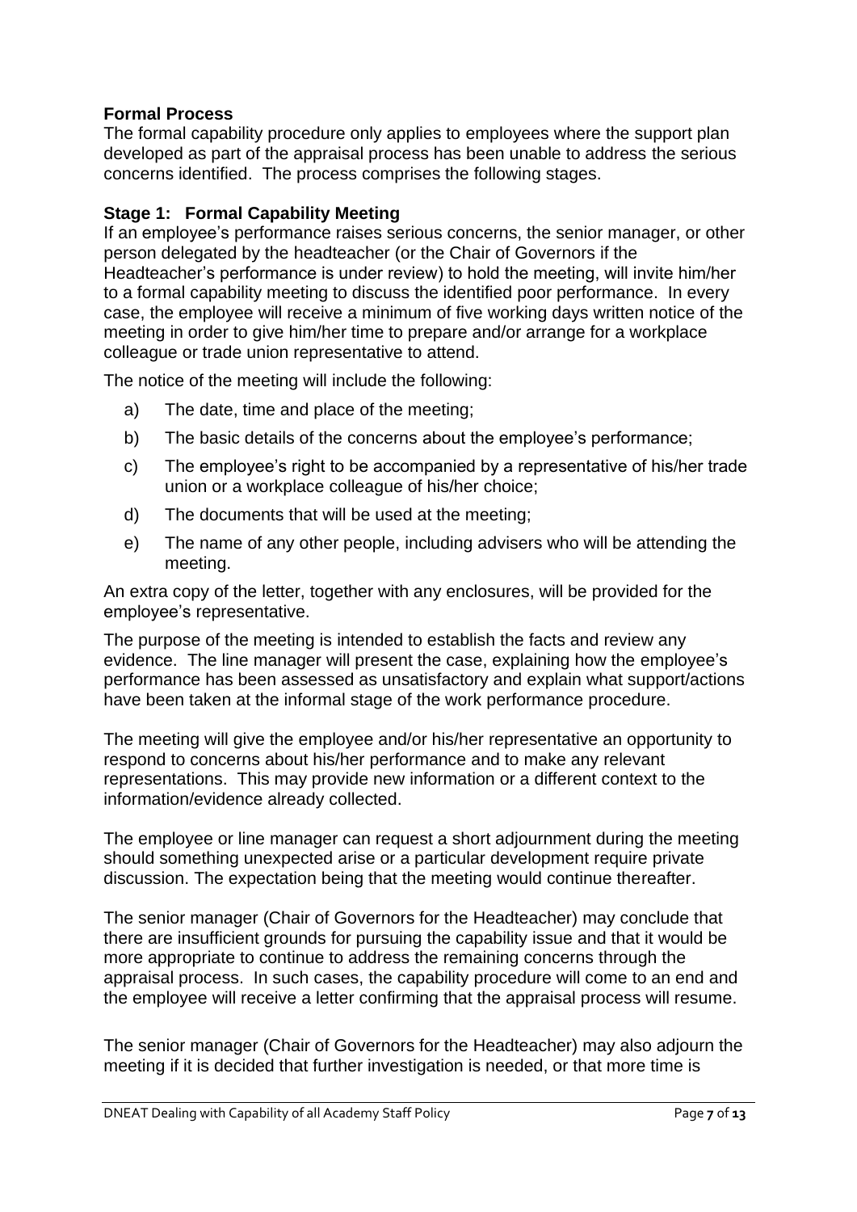### Formal Process

The formal capability procedure only applies to employees where the support plan developed as part of the appraisal process has been unable to address the serious concerns identified. The process comprises the following stages.

### Stage 1: Formal Capability Meeting

If an employee's performance raises serious concerns, the senior manager, or other person delegated by the headteacher (or the Chair of Governors if the Headteacher's performance is under review) to hold the meeting, will invite him/her to a formal capability meeting to discuss the identified poor performance. In every case, the employee will receive a minimum of five working days written notice of the meeting in order to give him/her time to prepare and/or arrange for a workplace colleague or trade union representative to attend.

The notice of the meeting will include the following:

a) The date, time and place of the meeting;

b) The basic details of the concerns about the employee's performance;

c) The employee's right to be accompanied by a representative of his/her trade union or a workplace colleague of his/her choice;

d) The documents that will be used at the meeting;

e) The name of any other people, including advisers who will be attending the meeting.

An extra copy of the letter, together with any enclosures, will be provided for the employee's representative.

The purpose of the meeting is intended to establish the facts and review any evidence. The line manager will present the case, explaining how the employee's performance has been assessed as unsatisfactory and explain what support/actions have been taken at the informal stage of the work performance procedure.

The meeting will give the employee and/or his/her representative an opportunity to respond to concerns about his/her performance and to make any relevant representations. This may provide new information or a different context to the information/evidence already collected.

The employee or line manager can request a short adjournment during the meeting should something unexpected arise or a particular development require private discussion. The expectation being that the meeting would continue thereafter.

The senior manager (Chair of Governors for the Headteacher) may conclude that there are insufficient grounds for pursuing the capability issue and that it would be more appropriate to continue to address the remaining concerns through the appraisal process. In such cases, the capability procedure will come to an end and the employee will receive a letter confirming that the appraisal process will resume.

The senior manager (Chair of Governors for the Headteacher) may also adjourn the meeting if it is decided that further investigation is needed, or that more time is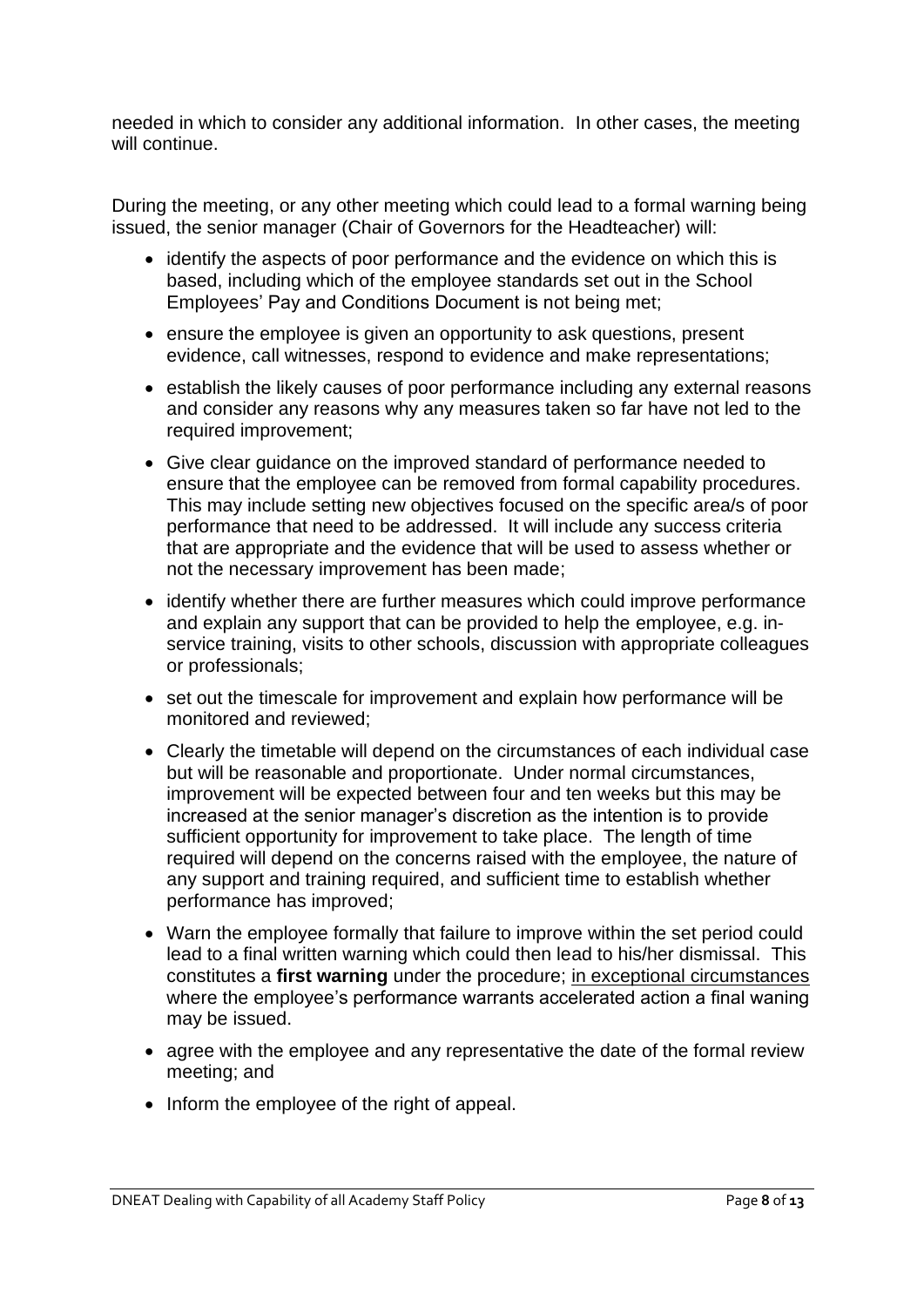needed in which to consider any additional information. In other cases, the meeting will continue.

During the meeting, or any other meeting which could lead to a formal warning being issued, the senior manager (Chair of Governors for the Headteacher) will:

- identify the aspects of poor performance and the evidence on which this is based, including which of the employee standards set out in the School Employees' Pay and Conditions Document is not being met;
- ensure the employee is given an opportunity to ask questions, present evidence, call witnesses, respond to evidence and make representations;
- establish the likely causes of poor performance including any external reasons and consider any reasons why any measures taken so far have not led to the required improvement;
- Give clear guidance on the improved standard of performance needed to ensure that the employee can be removed from formal capability procedures. This may include setting new objectives focused on the specific area/s of poor performance that need to be addressed. It will include any success criteria that are appropriate and the evidence that will be used to assess whether or not the necessary improvement has been made;
- identify whether there are further measures which could improve performance and explain any support that can be provided to help the employee, e.g. in-service training, visits to other schools, discussion with appropriate colleagues or professionals;
- set out the timescale for improvement and explain how performance will be monitored and reviewed;
- Clearly the timetable will depend on the circumstances of each individual case but will be reasonable and proportionate. Under normal circumstances, improvement will be expected between four and ten weeks but this may be increased at the senior manager's discretion as the intention is to provide sufficient opportunity for improvement to take place. The length of time required will depend on the concerns raised with the employee, the nature of any support and training required, and sufficient time to establish whether performance has improved;
- Warn the employee formally that failure to improve within the set period could lead to a final written warning which could then lead to his/her dismissal. This constitutes a **first warning** under the procedure; <u>in exceptional circumstances</u> where the employee's performance warrants accelerated action a final waning may be issued.
- agree with the employee and any representative the date of the formal review meeting; and
- Inform the employee of the right of appeal.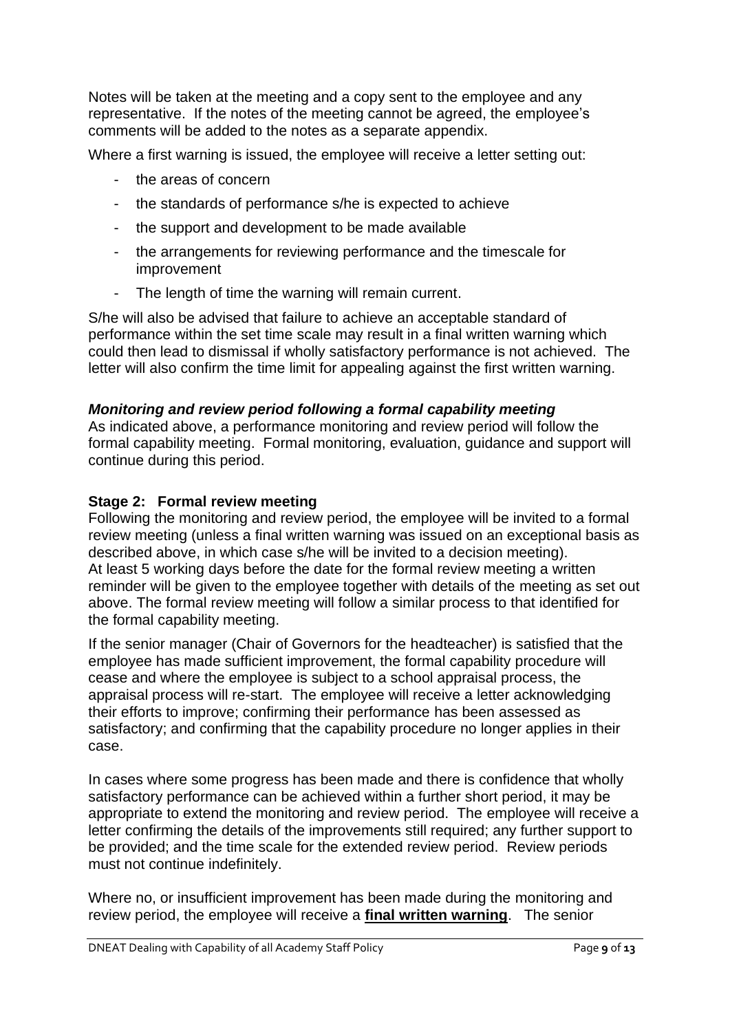Notes will be taken at the meeting and a copy sent to the employee and any representative. If the notes of the meeting cannot be agreed, the employee's comments will be added to the notes as a separate appendix.

Where a first warning is issued, the employee will receive a letter setting out:

- the areas of concern
- the standards of performance s/he is expected to achieve
- the support and development to be made available
- the arrangements for reviewing performance and the timescale for improvement
- The length of time the warning will remain current.

S/he will also be advised that failure to achieve an acceptable standard of performance within the set time scale may result in a final written warning which could then lead to dismissal if wholly satisfactory performance is not achieved. The letter will also confirm the time limit for appealing against the first written warning.

***Monitoring and review period following a formal capability meeting***

As indicated above, a performance monitoring and review period will follow the formal capability meeting. Formal monitoring, evaluation, guidance and support will continue during this period.

**Stage 2: Formal review meeting**

Following the monitoring and review period, the employee will be invited to a formal review meeting (unless a final written warning was issued on an exceptional basis as described above, in which case s/he will be invited to a decision meeting). At least 5 working days before the date for the formal review meeting a written reminder will be given to the employee together with details of the meeting as set out above. The formal review meeting will follow a similar process to that identified for the formal capability meeting.

If the senior manager (Chair of Governors for the headteacher) is satisfied that the employee has made sufficient improvement, the formal capability procedure will cease and where the employee is subject to a school appraisal process, the appraisal process will re-start. The employee will receive a letter acknowledging their efforts to improve; confirming their performance has been assessed as satisfactory; and confirming that the capability procedure no longer applies in their case.

In cases where some progress has been made and there is confidence that wholly satisfactory performance can be achieved within a further short period, it may be appropriate to extend the monitoring and review period. The employee will receive a letter confirming the details of the improvements still required; any further support to be provided; and the time scale for the extended review period. Review periods must not continue indefinitely.

Where no, or insufficient improvement has been made during the monitoring and review period, the employee will receive a **final written warning**. The senior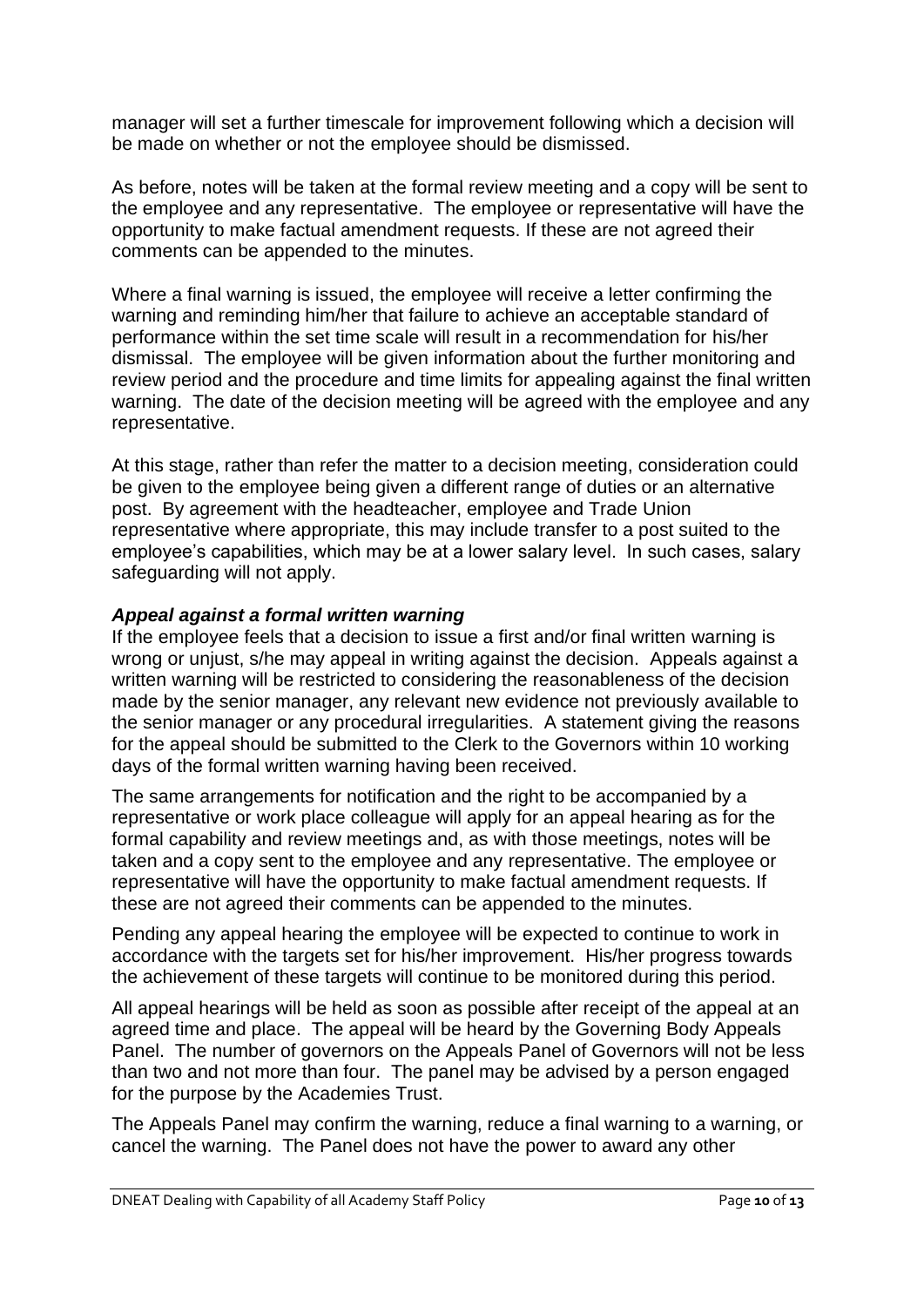manager will set a further timescale for improvement following which a decision will be made on whether or not the employee should be dismissed.

As before, notes will be taken at the formal review meeting and a copy will be sent to the employee and any representative. The employee or representative will have the opportunity to make factual amendment requests. If these are not agreed their comments can be appended to the minutes.

Where a final warning is issued, the employee will receive a letter confirming the warning and reminding him/her that failure to achieve an acceptable standard of performance within the set time scale will result in a recommendation for his/her dismissal. The employee will be given information about the further monitoring and review period and the procedure and time limits for appealing against the final written warning. The date of the decision meeting will be agreed with the employee and any representative.

At this stage, rather than refer the matter to a decision meeting, consideration could be given to the employee being given a different range of duties or an alternative post. By agreement with the headteacher, employee and Trade Union representative where appropriate, this may include transfer to a post suited to the employee's capabilities, which may be at a lower salary level. In such cases, salary safeguarding will not apply.

***Appeal against a formal written warning***

If the employee feels that a decision to issue a first and/or final written warning is wrong or unjust, s/he may appeal in writing against the decision. Appeals against a written warning will be restricted to considering the reasonableness of the decision made by the senior manager, any relevant new evidence not previously available to the senior manager or any procedural irregularities. A statement giving the reasons for the appeal should be submitted to the Clerk to the Governors within 10 working days of the formal written warning having been received.

The same arrangements for notification and the right to be accompanied by a representative or work place colleague will apply for an appeal hearing as for the formal capability and review meetings and, as with those meetings, notes will be taken and a copy sent to the employee and any representative. The employee or representative will have the opportunity to make factual amendment requests. If these are not agreed their comments can be appended to the minutes.

Pending any appeal hearing the employee will be expected to continue to work in accordance with the targets set for his/her improvement. His/her progress towards the achievement of these targets will continue to be monitored during this period.

All appeal hearings will be held as soon as possible after receipt of the appeal at an agreed time and place. The appeal will be heard by the Governing Body Appeals Panel. The number of governors on the Appeals Panel of Governors will not be less than two and not more than four. The panel may be advised by a person engaged for the purpose by the Academies Trust.

The Appeals Panel may confirm the warning, reduce a final warning to a warning, or cancel the warning. The Panel does not have the power to award any other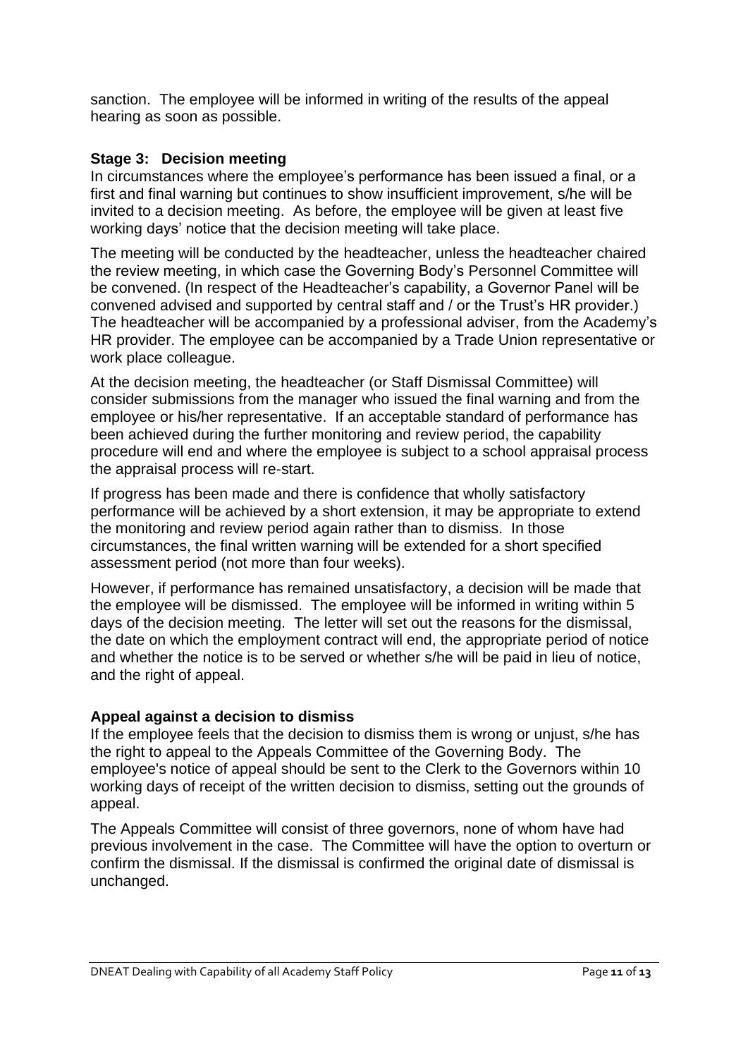sanction. The employee will be informed in writing of the results of the appeal hearing as soon as possible.

**Stage 3: Decision meeting**

In circumstances where the employee's performance has been issued a final, or a first and final warning but continues to show insufficient improvement, s/he will be invited to a decision meeting. As before, the employee will be given at least five working days' notice that the decision meeting will take place.

The meeting will be conducted by the headteacher, unless the headteacher chaired the review meeting, in which case the Governing Body's Personnel Committee will be convened. (In respect of the Headteacher's capability, a Governor Panel will be convened advised and supported by central staff and / or the Trust's HR provider.) The headteacher will be accompanied by a professional adviser, from the Academy's HR provider. The employee can be accompanied by a Trade Union representative or work place colleague.

At the decision meeting, the headteacher (or Staff Dismissal Committee) will consider submissions from the manager who issued the final warning and from the employee or his/her representative. If an acceptable standard of performance has been achieved during the further monitoring and review period, the capability procedure will end and where the employee is subject to a school appraisal process the appraisal process will re-start.

If progress has been made and there is confidence that wholly satisfactory performance will be achieved by a short extension, it may be appropriate to extend the monitoring and review period again rather than to dismiss. In those circumstances, the final written warning will be extended for a short specified assessment period (not more than four weeks).

However, if performance has remained unsatisfactory, a decision will be made that the employee will be dismissed. The employee will be informed in writing within 5 days of the decision meeting. The letter will set out the reasons for the dismissal, the date on which the employment contract will end, the appropriate period of notice and whether the notice is to be served or whether s/he will be paid in lieu of notice, and the right of appeal.

**Appeal against a decision to dismiss**

If the employee feels that the decision to dismiss them is wrong or unjust, s/he has the right to appeal to the Appeals Committee of the Governing Body. The employee's notice of appeal should be sent to the Clerk to the Governors within 10 working days of receipt of the written decision to dismiss, setting out the grounds of appeal.

The Appeals Committee will consist of three governors, none of whom have had previous involvement in the case. The Committee will have the option to overturn or confirm the dismissal. If the dismissal is confirmed the original date of dismissal is unchanged.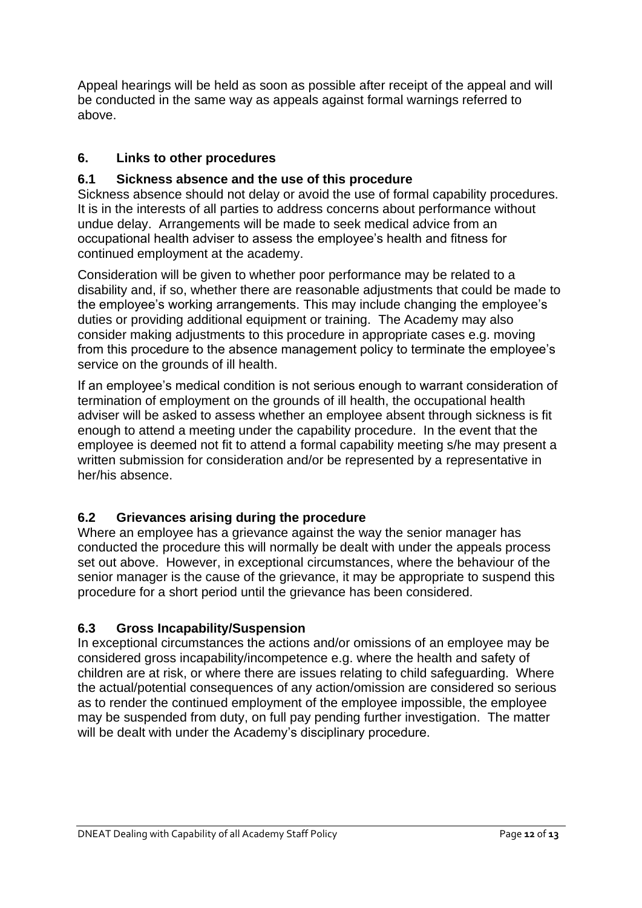Appeal hearings will be held as soon as possible after receipt of the appeal and will be conducted in the same way as appeals against formal warnings referred to above.

## 6. Links to other procedures

### 6.1 Sickness absence and the use of this procedure

Sickness absence should not delay or avoid the use of formal capability procedures. It is in the interests of all parties to address concerns about performance without undue delay. Arrangements will be made to seek medical advice from an occupational health adviser to assess the employee's health and fitness for continued employment at the academy.

Consideration will be given to whether poor performance may be related to a disability and, if so, whether there are reasonable adjustments that could be made to the employee's working arrangements. This may include changing the employee's duties or providing additional equipment or training. The Academy may also consider making adjustments to this procedure in appropriate cases e.g. moving from this procedure to the absence management policy to terminate the employee's service on the grounds of ill health.

If an employee's medical condition is not serious enough to warrant consideration of termination of employment on the grounds of ill health, the occupational health adviser will be asked to assess whether an employee absent through sickness is fit enough to attend a meeting under the capability procedure. In the event that the employee is deemed not fit to attend a formal capability meeting s/he may present a written submission for consideration and/or be represented by a representative in her/his absence.

### 6.2 Grievances arising during the procedure

Where an employee has a grievance against the way the senior manager has conducted the procedure this will normally be dealt with under the appeals process set out above. However, in exceptional circumstances, where the behaviour of the senior manager is the cause of the grievance, it may be appropriate to suspend this procedure for a short period until the grievance has been considered.

### 6.3 Gross Incapability/Suspension

In exceptional circumstances the actions and/or omissions of an employee may be considered gross incapability/incompetence e.g. where the health and safety of children are at risk, or where there are issues relating to child safeguarding. Where the actual/potential consequences of any action/omission are considered so serious as to render the continued employment of the employee impossible, the employee may be suspended from duty, on full pay pending further investigation. The matter will be dealt with under the Academy's disciplinary procedure.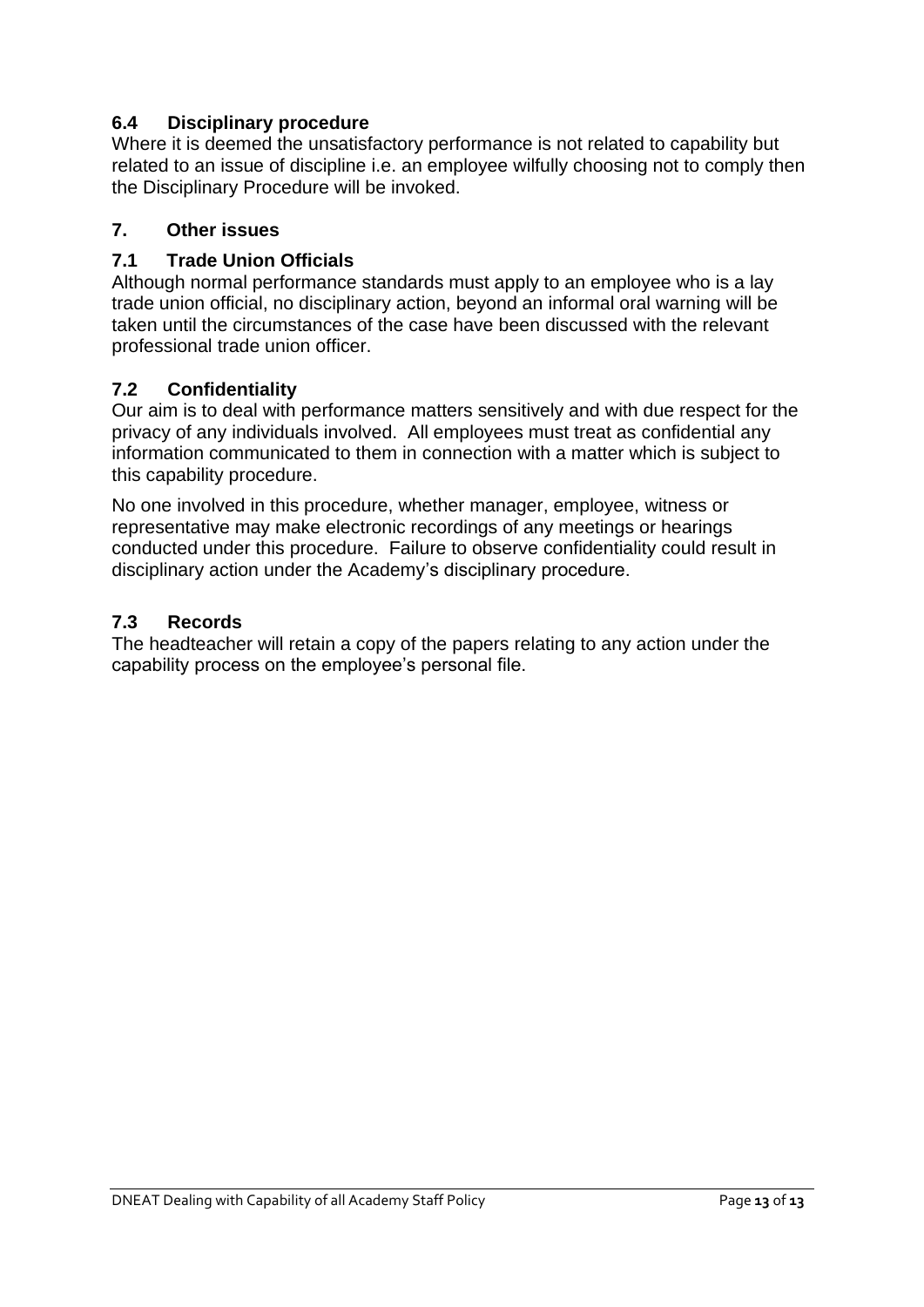### 6.4 Disciplinary procedure

Where it is deemed the unsatisfactory performance is not related to capability but related to an issue of discipline i.e. an employee wilfully choosing not to comply then the Disciplinary Procedure will be invoked.

## 7. Other issues

### 7.1 Trade Union Officials

Although normal performance standards must apply to an employee who is a lay trade union official, no disciplinary action, beyond an informal oral warning will be taken until the circumstances of the case have been discussed with the relevant professional trade union officer.

### 7.2 Confidentiality

Our aim is to deal with performance matters sensitively and with due respect for the privacy of any individuals involved. All employees must treat as confidential any information communicated to them in connection with a matter which is subject to this capability procedure.

No one involved in this procedure, whether manager, employee, witness or representative may make electronic recordings of any meetings or hearings conducted under this procedure. Failure to observe confidentiality could result in disciplinary action under the Academy's disciplinary procedure.

### 7.3 Records

The headteacher will retain a copy of the papers relating to any action under the capability process on the employee's personal file.